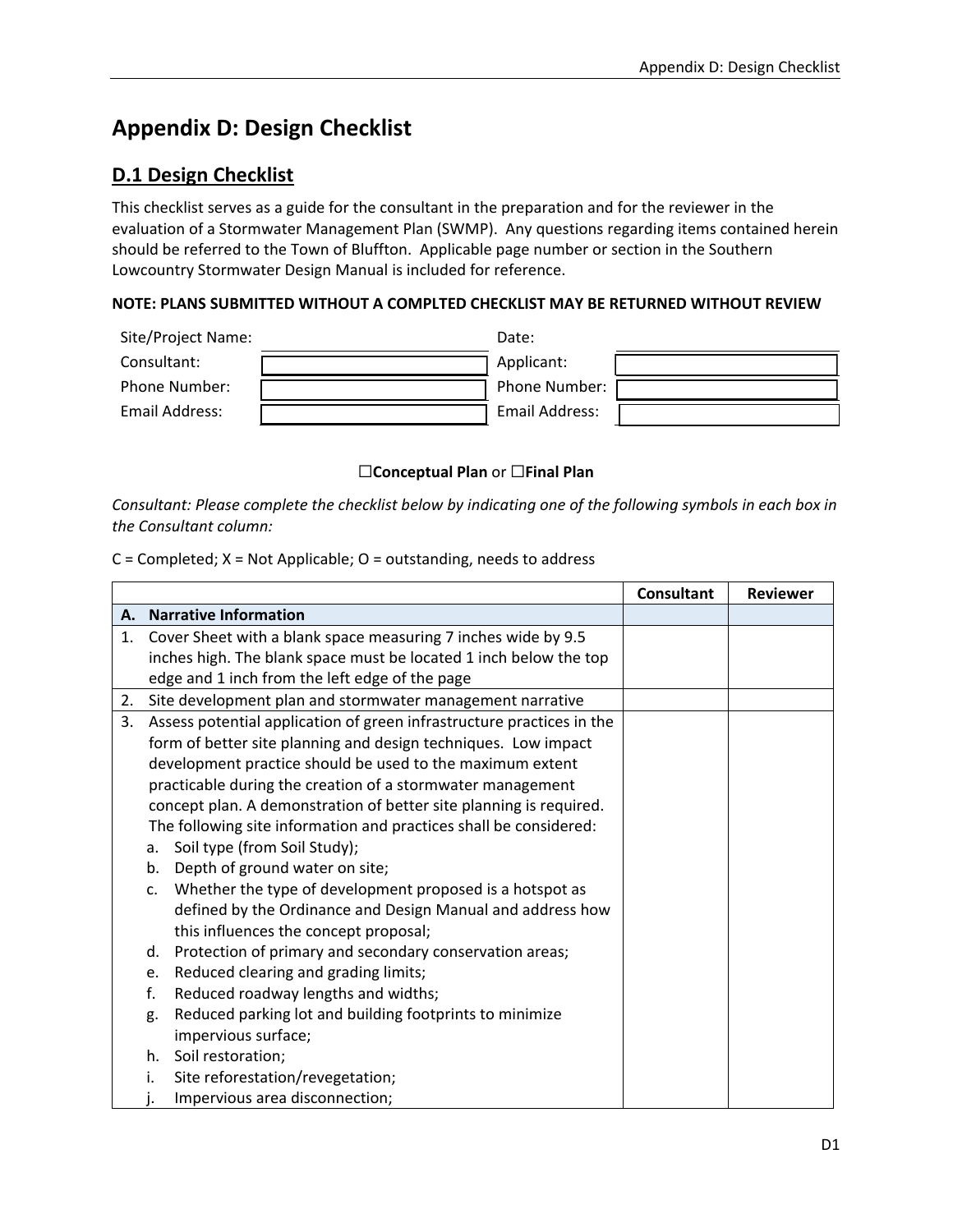# Appendix D: Design Checklist

## D.1 Design Checklist

This checklist serves as a guide for the consultant in the preparation and for the reviewer in the evaluation of a Stormwater Management Plan (SWMP). Any questions regarding items contained herein should be referred to the Town of Bluffton. Applicable page number or section in the Southern Lowcountry Stormwater Design Manual is included for reference.

**NOTE: PLANS SUBMITTED WITHOUT A COMPLTED CHECKLIST MAY BE RETURNED WITHOUT REVIEW**

| | | | |
|---|---|---|---|
| Site/Project Name: | | Date: | |
| Consultant: | | Applicant: | |
| Phone Number: | | Phone Number: | |
| Email Address: | | Email Address: | |

☐**Conceptual Plan** or ☐**Final Plan**

*Consultant: Please complete the checklist below by indicating one of the following symbols in each box in the Consultant column:*

C = Completed; X = Not Applicable; O = outstanding, needs to address

| | Consultant | Reviewer |
|---|---|---|
| **A. Narrative Information** | | |
| 1. Cover Sheet with a blank space measuring 7 inches wide by 9.5 inches high. The blank space must be located 1 inch below the top edge and 1 inch from the left edge of the page | | |
| 2. Site development plan and stormwater management narrative | | |
| 3. Assess potential application of green infrastructure practices in the form of better site planning and design techniques. Low impact development practice should be used to the maximum extent practicable during the creation of a stormwater management concept plan. A demonstration of better site planning is required. The following site information and practices shall be considered:<br>a. Soil type (from Soil Study);<br>b. Depth of ground water on site;<br>c. Whether the type of development proposed is a hotspot as defined by the Ordinance and Design Manual and address how this influences the concept proposal;<br>d. Protection of primary and secondary conservation areas;<br>e. Reduced clearing and grading limits;<br>f. Reduced roadway lengths and widths;<br>g. Reduced parking lot and building footprints to minimize impervious surface;<br>h. Soil restoration;<br>i. Site reforestation/revegetation;<br>j. Impervious area disconnection; | | |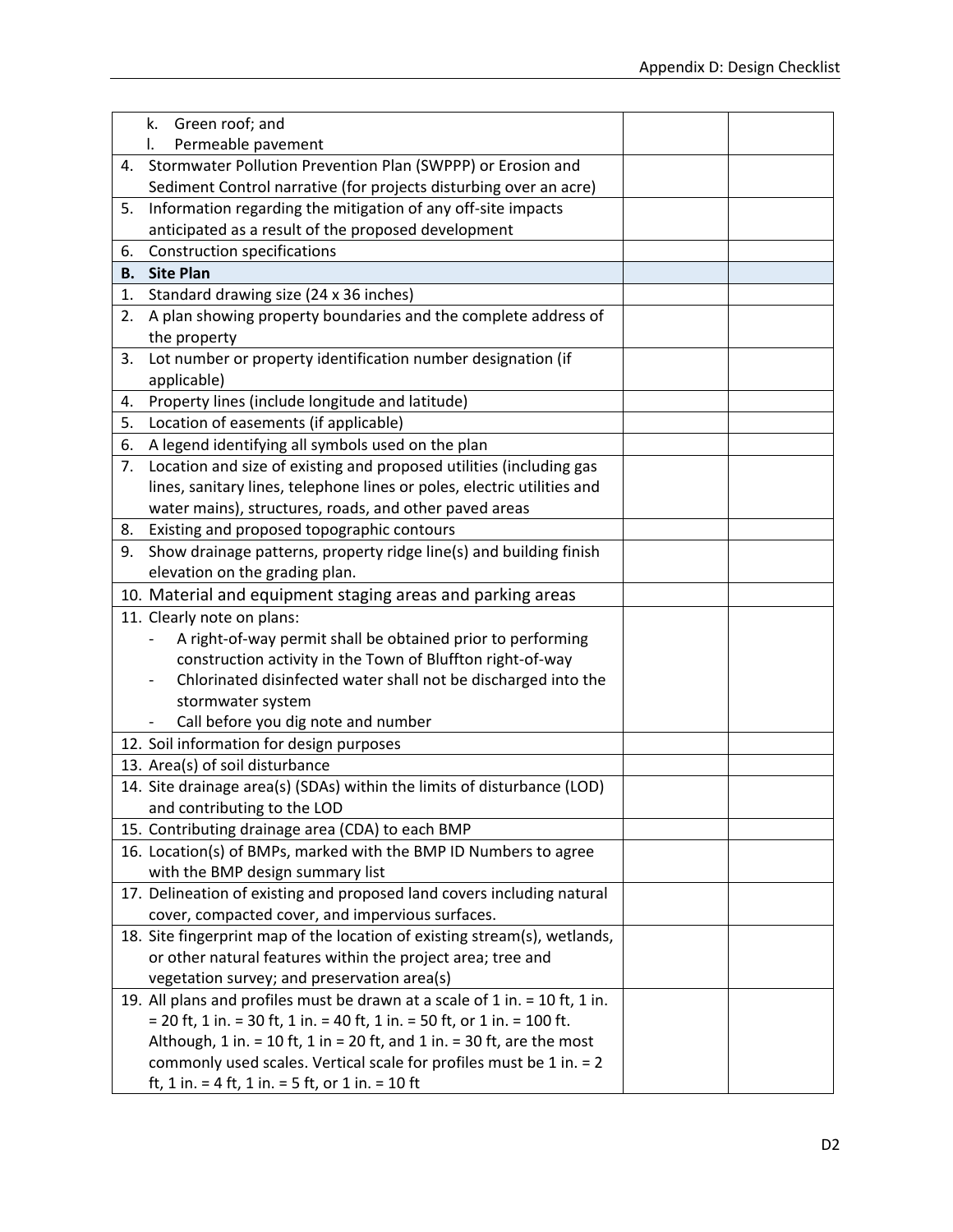| | | |
|---|---|---|
| k. Green roof; and<br>l. Permeable pavement | | |
| 4. Stormwater Pollution Prevention Plan (SWPPP) or Erosion and Sediment Control narrative (for projects disturbing over an acre) | | |
| 5. Information regarding the mitigation of any off-site impacts anticipated as a result of the proposed development | | |
| 6. Construction specifications | | |
| **B. Site Plan** | | |
| 1. Standard drawing size (24 x 36 inches) | | |
| 2. A plan showing property boundaries and the complete address of the property | | |
| 3. Lot number or property identification number designation (if applicable) | | |
| 4. Property lines (include longitude and latitude) | | |
| 5. Location of easements (if applicable) | | |
| 6. A legend identifying all symbols used on the plan | | |
| 7. Location and size of existing and proposed utilities (including gas lines, sanitary lines, telephone lines or poles, electric utilities and water mains), structures, roads, and other paved areas | | |
| 8. Existing and proposed topographic contours | | |
| 9. Show drainage patterns, property ridge line(s) and building finish elevation on the grading plan. | | |
| 10. Material and equipment staging areas and parking areas | | |
| 11. Clearly note on plans:<br>- A right-of-way permit shall be obtained prior to performing construction activity in the Town of Bluffton right-of-way<br>- Chlorinated disinfected water shall not be discharged into the stormwater system<br>- Call before you dig note and number | | |
| 12. Soil information for design purposes | | |
| 13. Area(s) of soil disturbance | | |
| 14. Site drainage area(s) (SDAs) within the limits of disturbance (LOD) and contributing to the LOD | | |
| 15. Contributing drainage area (CDA) to each BMP | | |
| 16. Location(s) of BMPs, marked with the BMP ID Numbers to agree with the BMP design summary list | | |
| 17. Delineation of existing and proposed land covers including natural cover, compacted cover, and impervious surfaces. | | |
| 18. Site fingerprint map of the location of existing stream(s), wetlands, or other natural features within the project area; tree and vegetation survey; and preservation area(s) | | |
| 19. All plans and profiles must be drawn at a scale of 1 in. = 10 ft, 1 in. = 20 ft, 1 in. = 30 ft, 1 in. = 40 ft, 1 in. = 50 ft, or 1 in. = 100 ft. Although, 1 in. = 10 ft, 1 in = 20 ft, and 1 in. = 30 ft, are the most commonly used scales. Vertical scale for profiles must be 1 in. = 2 ft, 1 in. = 4 ft, 1 in. = 5 ft, or 1 in. = 10 ft | | |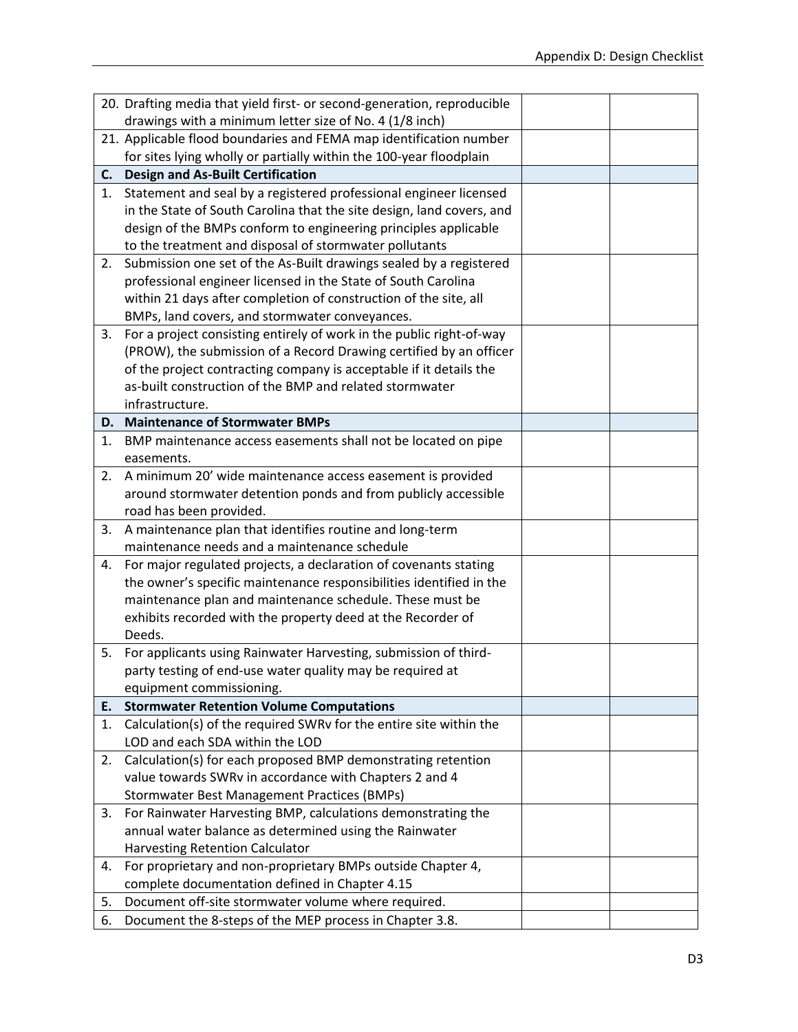| | | |
|---|---|---|
| 20. Drafting media that yield first- or second-generation, reproducible drawings with a minimum letter size of No. 4 (1/8 inch) | | |
| 21. Applicable flood boundaries and FEMA map identification number for sites lying wholly or partially within the 100-year floodplain | | |
| **C. Design and As-Built Certification** | | |
| 1. Statement and seal by a registered professional engineer licensed in the State of South Carolina that the site design, land covers, and design of the BMPs conform to engineering principles applicable to the treatment and disposal of stormwater pollutants | | |
| 2. Submission one set of the As-Built drawings sealed by a registered professional engineer licensed in the State of South Carolina within 21 days after completion of construction of the site, all BMPs, land covers, and stormwater conveyances. | | |
| 3. For a project consisting entirely of work in the public right-of-way (PROW), the submission of a Record Drawing certified by an officer of the project contracting company is acceptable if it details the as-built construction of the BMP and related stormwater infrastructure. | | |
| **D. Maintenance of Stormwater BMPs** | | |
| 1. BMP maintenance access easements shall not be located on pipe easements. | | |
| 2. A minimum 20' wide maintenance access easement is provided around stormwater detention ponds and from publicly accessible road has been provided. | | |
| 3. A maintenance plan that identifies routine and long-term maintenance needs and a maintenance schedule | | |
| 4. For major regulated projects, a declaration of covenants stating the owner's specific maintenance responsibilities identified in the maintenance plan and maintenance schedule. These must be exhibits recorded with the property deed at the Recorder of Deeds. | | |
| 5. For applicants using Rainwater Harvesting, submission of third-party testing of end-use water quality may be required at equipment commissioning. | | |
| **E. Stormwater Retention Volume Computations** | | |
| 1. Calculation(s) of the required SWRv for the entire site within the LOD and each SDA within the LOD | | |
| 2. Calculation(s) for each proposed BMP demonstrating retention value towards SWRv in accordance with Chapters 2 and 4 Stormwater Best Management Practices (BMPs) | | |
| 3. For Rainwater Harvesting BMP, calculations demonstrating the annual water balance as determined using the Rainwater Harvesting Retention Calculator | | |
| 4. For proprietary and non-proprietary BMPs outside Chapter 4, complete documentation defined in Chapter 4.15 | | |
| 5. Document off-site stormwater volume where required. | | |
| 6. Document the 8-steps of the MEP process in Chapter 3.8. | | |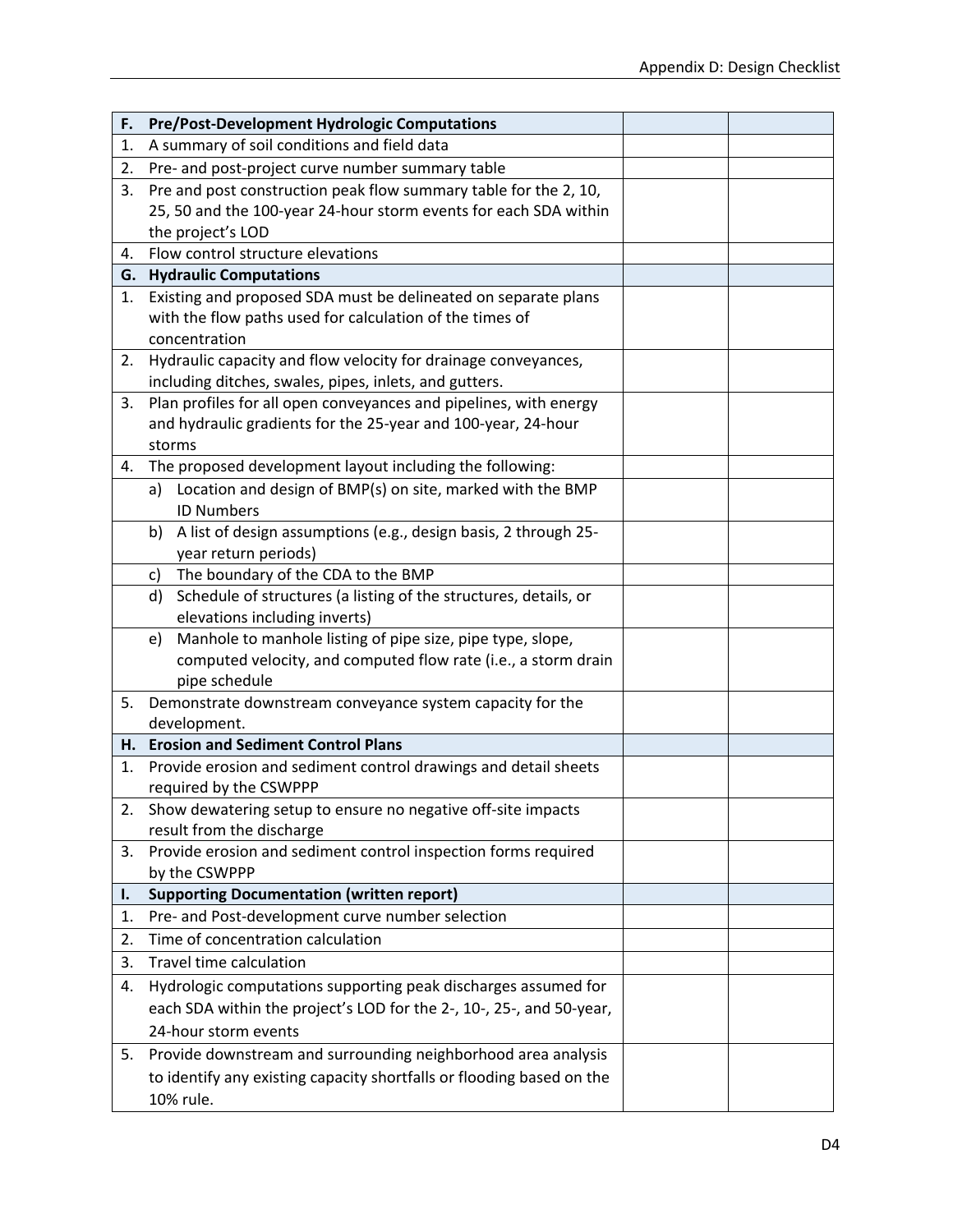| | | | |
|---|---|---|---|
| **F.** | **Pre/Post-Development Hydrologic Computations** | | |
| 1. | A summary of soil conditions and field data | | |
| 2. | Pre- and post-project curve number summary table | | |
| 3. | Pre and post construction peak flow summary table for the 2, 10, 25, 50 and the 100-year 24-hour storm events for each SDA within the project's LOD | | |
| 4. | Flow control structure elevations | | |
| **G.** | **Hydraulic Computations** | | |
| 1. | Existing and proposed SDA must be delineated on separate plans with the flow paths used for calculation of the times of concentration | | |
| 2. | Hydraulic capacity and flow velocity for drainage conveyances, including ditches, swales, pipes, inlets, and gutters. | | |
| 3. | Plan profiles for all open conveyances and pipelines, with energy and hydraulic gradients for the 25-year and 100-year, 24-hour storms | | |
| 4. | The proposed development layout including the following: | | |
| | a) Location and design of BMP(s) on site, marked with the BMP ID Numbers | | |
| | b) A list of design assumptions (e.g., design basis, 2 through 25-year return periods) | | |
| | c) The boundary of the CDA to the BMP | | |
| | d) Schedule of structures (a listing of the structures, details, or elevations including inverts) | | |
| | e) Manhole to manhole listing of pipe size, pipe type, slope, computed velocity, and computed flow rate (i.e., a storm drain pipe schedule | | |
| 5. | Demonstrate downstream conveyance system capacity for the development. | | |
| **H.** | **Erosion and Sediment Control Plans** | | |
| 1. | Provide erosion and sediment control drawings and detail sheets required by the CSWPPP | | |
| 2. | Show dewatering setup to ensure no negative off-site impacts result from the discharge | | |
| 3. | Provide erosion and sediment control inspection forms required by the CSWPPP | | |
| **I.** | **Supporting Documentation (written report)** | | |
| 1. | Pre- and Post-development curve number selection | | |
| 2. | Time of concentration calculation | | |
| 3. | Travel time calculation | | |
| 4. | Hydrologic computations supporting peak discharges assumed for each SDA within the project's LOD for the 2-, 10-, 25-, and 50-year, 24-hour storm events | | |
| 5. | Provide downstream and surrounding neighborhood area analysis to identify any existing capacity shortfalls or flooding based on the 10% rule. | | |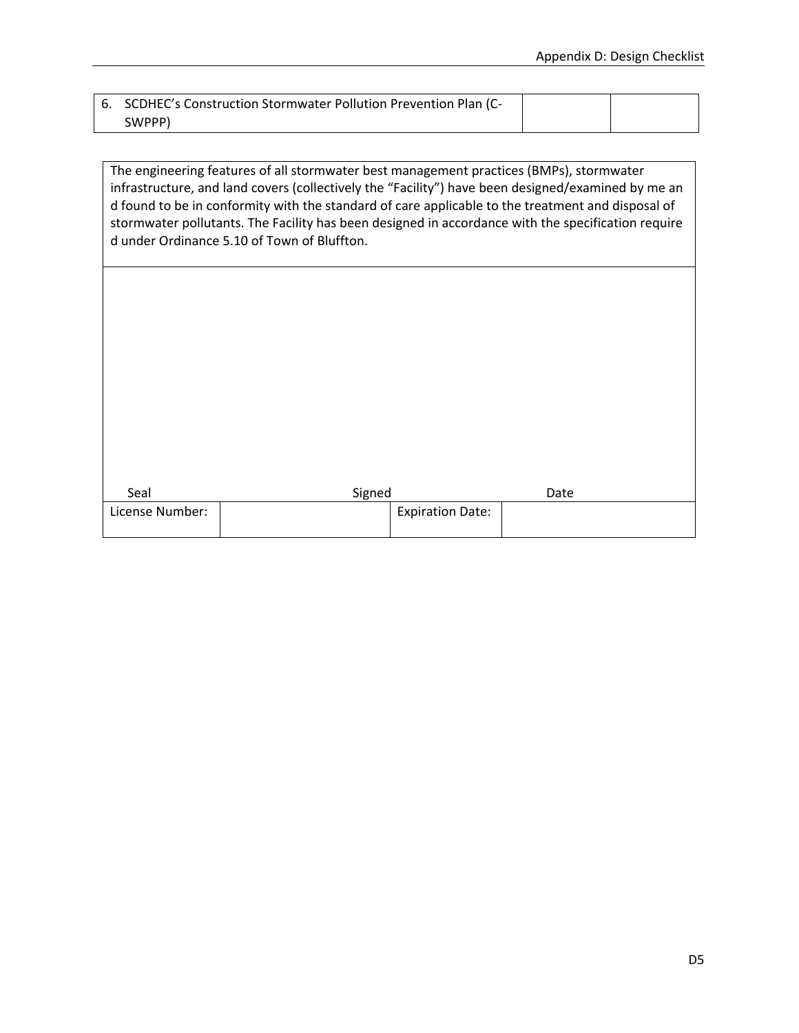| | | |
|---|---|---|
| 6. SCDHEC's Construction Stormwater Pollution Prevention Plan (C-SWPPP) | | |

The engineering features of all stormwater best management practices (BMPs), stormwater infrastructure, and land covers (collectively the "Facility") have been designed/examined by me and found to be in conformity with the standard of care applicable to the treatment and disposal of stormwater pollutants. The Facility has been designed in accordance with the specification required under Ordinance 5.10 of Town of Bluffton.

Seal          Signed          Date

| | | | |
|---|---|---|---|
| License Number: | | Expiration Date: | |